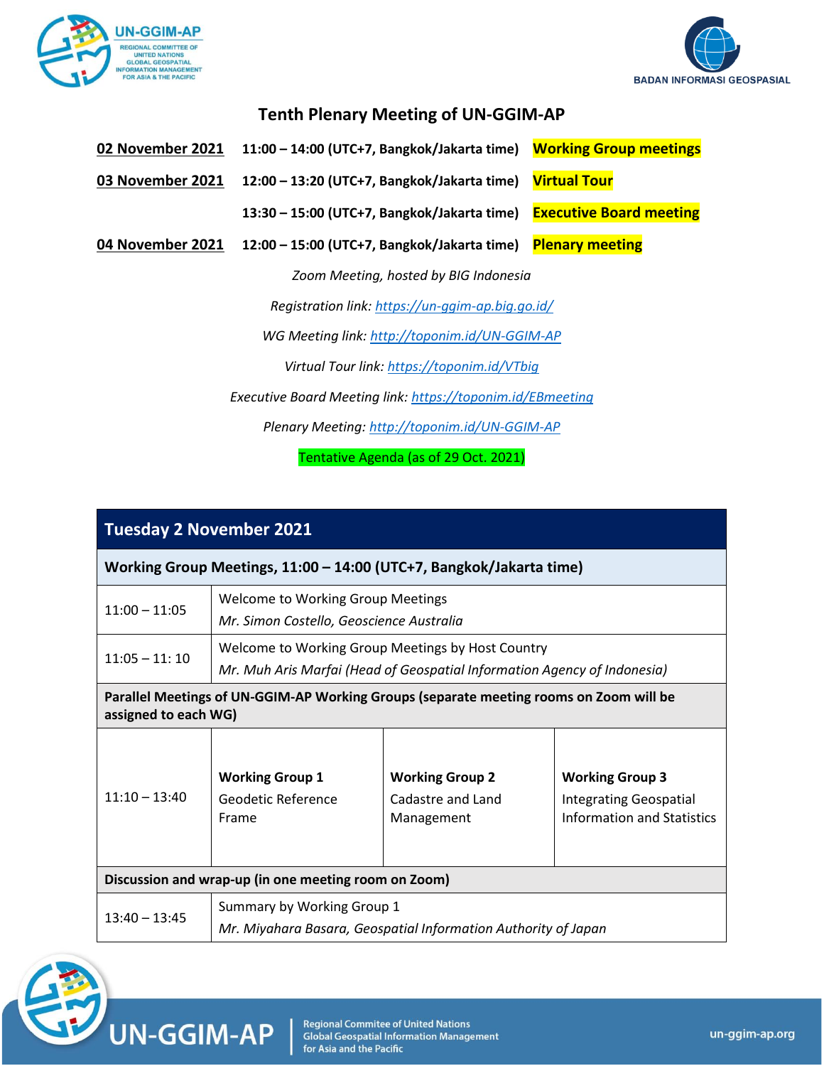# Tenth Plenary Meeting of UN-GGIM-AP

**02 November 2021** **11:00 – 14:00 (UTC+7, Bangkok/Jakarta time)** **Working Group meetings**

**03 November 2021** **12:00 – 13:20 (UTC+7, Bangkok/Jakarta time)** **Virtual Tour**

**13:30 – 15:00 (UTC+7, Bangkok/Jakarta time)** **Executive Board meeting**

**04 November 2021** **12:00 – 15:00 (UTC+7, Bangkok/Jakarta time)** **Plenary meeting**

*Zoom Meeting, hosted by BIG Indonesia*

*Registration link: https://un-ggim-ap.big.go.id/*

*WG Meeting link: http://toponim.id/UN-GGIM-AP*

*Virtual Tour link: https://toponim.id/VTbig*

*Executive Board Meeting link: https://toponim.id/EBmeeting*

*Plenary Meeting: http://toponim.id/UN-GGIM-AP*

Tentative Agenda (as of 29 Oct. 2021)

| **Tuesday 2 November 2021** | | | |
|---|---|---|---|
| **Working Group Meetings, 11:00 – 14:00 (UTC+7, Bangkok/Jakarta time)** | | | |
| 11:00 – 11:05 | Welcome to Working Group Meetings<br>*Mr. Simon Costello, Geoscience Australia* | | |
| 11:05 – 11: 10 | Welcome to Working Group Meetings by Host Country<br>*Mr. Muh Aris Marfai (Head of Geospatial Information Agency of Indonesia)* | | |
| **Parallel Meetings of UN-GGIM-AP Working Groups (separate meeting rooms on Zoom will be assigned to each WG)** | | | |
| 11:10 – 13:40 | **Working Group 1**<br>Geodetic Reference Frame | **Working Group 2**<br>Cadastre and Land Management | **Working Group 3**<br>Integrating Geospatial Information and Statistics |
| **Discussion and wrap-up (in one meeting room on Zoom)** | | | |
| 13:40 – 13:45 | Summary by Working Group 1<br>*Mr. Miyahara Basara, Geospatial Information Authority of Japan* | | |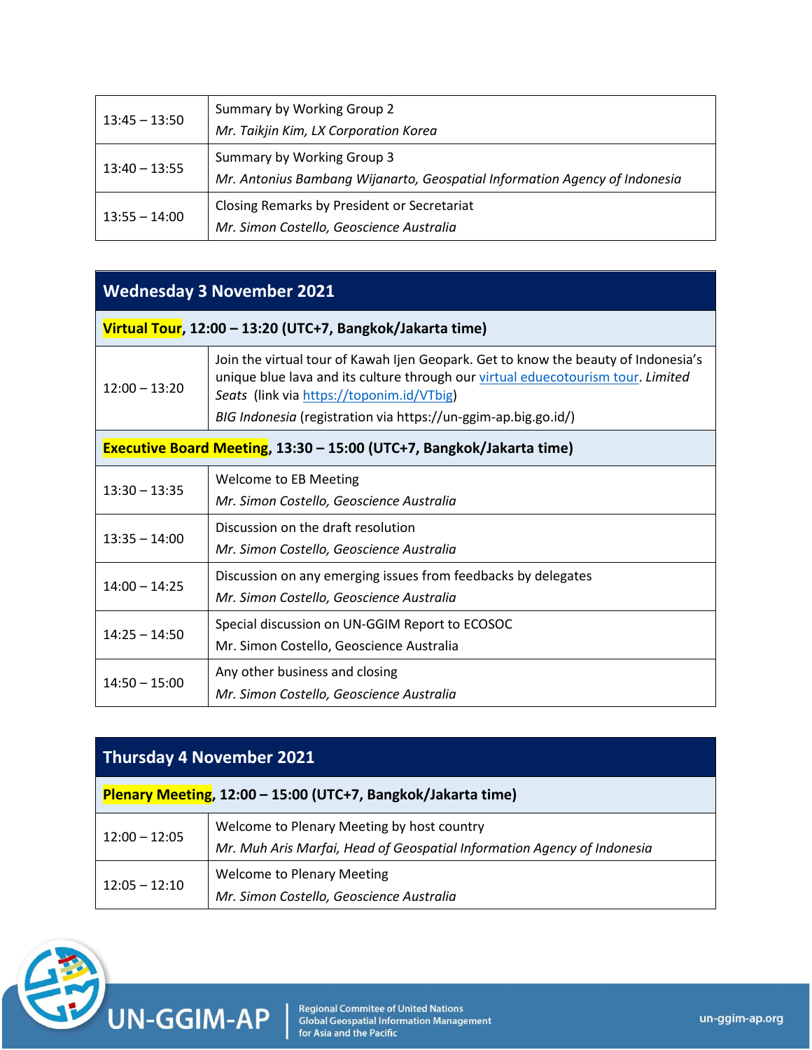| | |
|---|---|
| 13:45 – 13:50 | Summary by Working Group 2<br>*Mr. Taikjin Kim, LX Corporation Korea* |
| 13:40 – 13:55 | Summary by Working Group 3<br>*Mr. Antonius Bambang Wijanarto, Geospatial Information Agency of Indonesia* |
| 13:55 – 14:00 | Closing Remarks by President or Secretariat<br>*Mr. Simon Costello, Geoscience Australia* |

## Wednesday 3 November 2021

| **Virtual Tour, 12:00 – 13:20 (UTC+7, Bangkok/Jakarta time)** | |
|---|---|
| 12:00 – 13:20 | Join the virtual tour of Kawah Ijen Geopark. Get to know the beauty of Indonesia's unique blue lava and its culture through our virtual eduecotourism tour. *Limited Seats* (link via https://toponim.id/VTbig)<br>*BIG Indonesia* (registration via https://un-ggim-ap.big.go.id/) |
| **Executive Board Meeting, 13:30 – 15:00 (UTC+7, Bangkok/Jakarta time)** | |
| 13:30 – 13:35 | Welcome to EB Meeting<br>*Mr. Simon Costello, Geoscience Australia* |
| 13:35 – 14:00 | Discussion on the draft resolution<br>*Mr. Simon Costello, Geoscience Australia* |
| 14:00 – 14:25 | Discussion on any emerging issues from feedbacks by delegates<br>*Mr. Simon Costello, Geoscience Australia* |
| 14:25 – 14:50 | Special discussion on UN-GGIM Report to ECOSOC<br>Mr. Simon Costello, Geoscience Australia |
| 14:50 – 15:00 | Any other business and closing<br>*Mr. Simon Costello, Geoscience Australia* |

## Thursday 4 November 2021

| **Plenary Meeting, 12:00 – 15:00 (UTC+7, Bangkok/Jakarta time)** | |
|---|---|
| 12:00 – 12:05 | Welcome to Plenary Meeting by host country<br>*Mr. Muh Aris Marfai, Head of Geospatial Information Agency of Indonesia* |
| 12:05 – 12:10 | Welcome to Plenary Meeting<br>*Mr. Simon Costello, Geoscience Australia* |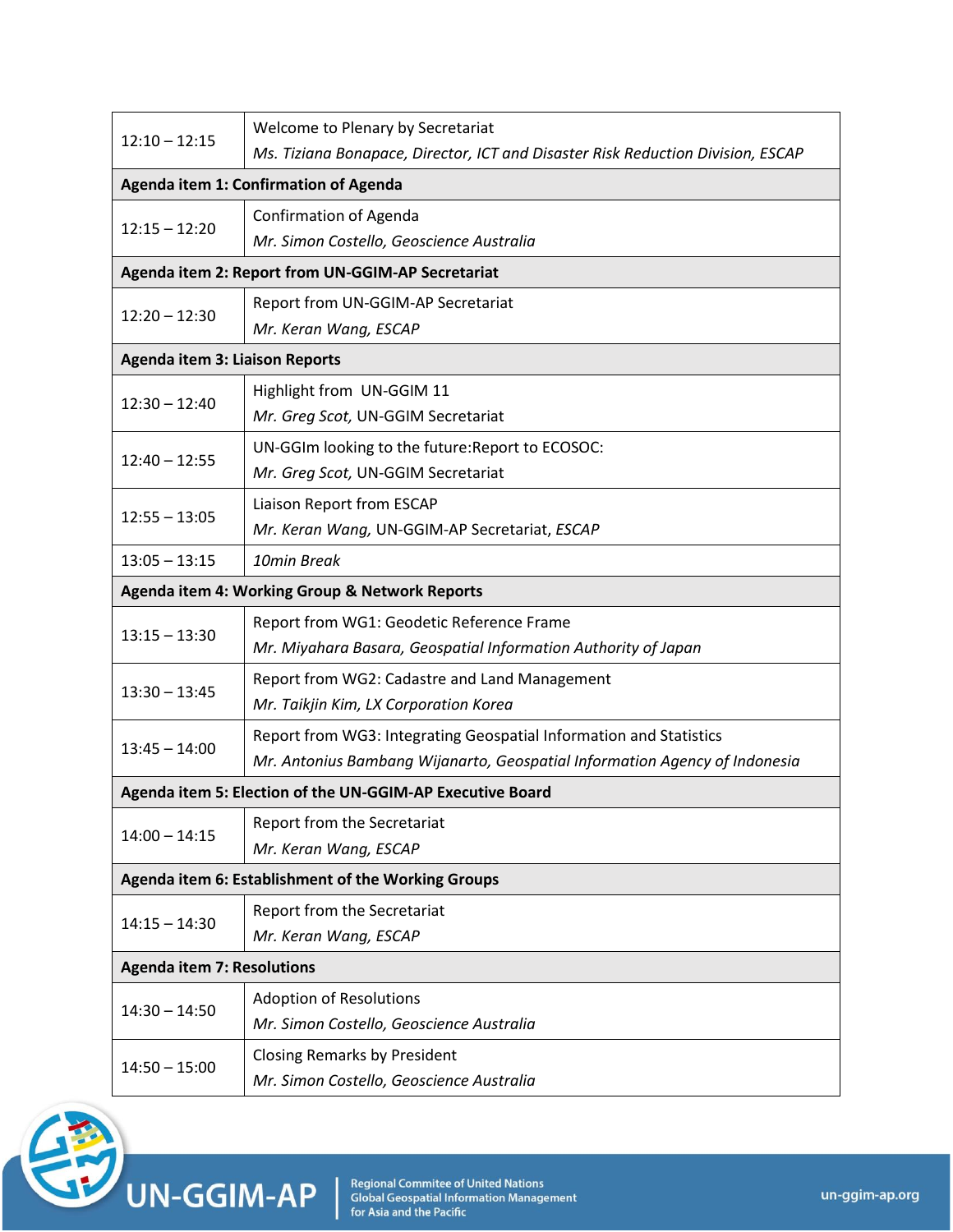| | |
|---|---|
| 12:10 – 12:15 | Welcome to Plenary by Secretariat<br>*Ms. Tiziana Bonapace, Director, ICT and Disaster Risk Reduction Division, ESCAP* |
| **Agenda item 1: Confirmation of Agenda** | |
| 12:15 – 12:20 | Confirmation of Agenda<br>*Mr. Simon Costello, Geoscience Australia* |
| **Agenda item 2: Report from UN-GGIM-AP Secretariat** | |
| 12:20 – 12:30 | Report from UN-GGIM-AP Secretariat<br>*Mr. Keran Wang, ESCAP* |
| **Agenda item 3: Liaison Reports** | |
| 12:30 – 12:40 | Highlight from UN-GGIM 11<br>*Mr. Greg Scot,* UN-GGIM Secretariat |
| 12:40 – 12:55 | UN-GGIm looking to the future:Report to ECOSOC:<br>*Mr. Greg Scot,* UN-GGIM Secretariat |
| 12:55 – 13:05 | Liaison Report from ESCAP<br>*Mr. Keran Wang,* UN-GGIM-AP Secretariat, *ESCAP* |
| 13:05 – 13:15 | *10min Break* |
| **Agenda item 4: Working Group & Network Reports** | |
| 13:15 – 13:30 | Report from WG1: Geodetic Reference Frame<br>*Mr. Miyahara Basara, Geospatial Information Authority of Japan* |
| 13:30 – 13:45 | Report from WG2: Cadastre and Land Management<br>*Mr. Taikjin Kim, LX Corporation Korea* |
| 13:45 – 14:00 | Report from WG3: Integrating Geospatial Information and Statistics<br>*Mr. Antonius Bambang Wijanarto, Geospatial Information Agency of Indonesia* |
| **Agenda item 5: Election of the UN-GGIM-AP Executive Board** | |
| 14:00 – 14:15 | Report from the Secretariat<br>*Mr. Keran Wang, ESCAP* |
| **Agenda item 6: Establishment of the Working Groups** | |
| 14:15 – 14:30 | Report from the Secretariat<br>*Mr. Keran Wang, ESCAP* |
| **Agenda item 7: Resolutions** | |
| 14:30 – 14:50 | Adoption of Resolutions<br>*Mr. Simon Costello, Geoscience Australia* |
| 14:50 – 15:00 | Closing Remarks by President<br>*Mr. Simon Costello, Geoscience Australia* |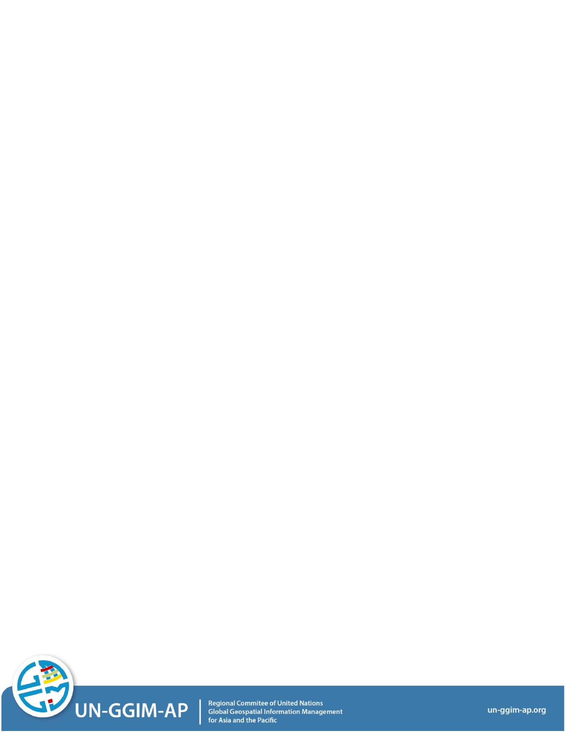UN-GGIM-AP

Regional Commitee of United Nations
Global Geospatial Information Management
for Asia and the Pacific

un-ggim-ap.org